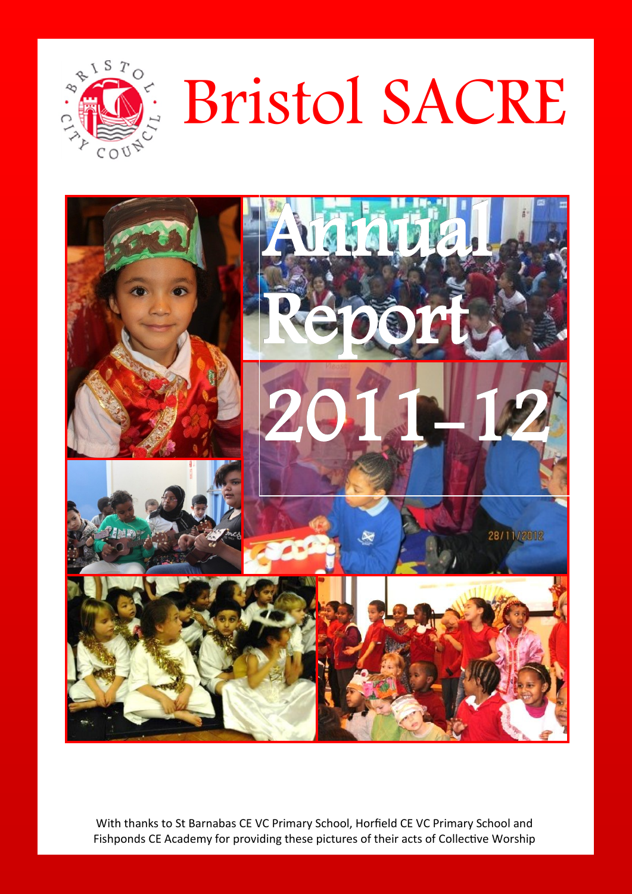# Bristol SACRE

# Annual Report 2011-12

With thanks to St Barnabas CE VC Primary School, Horfield CE VC Primary School and Fishponds CE Academy for providing these pictures of their acts of Collective Worship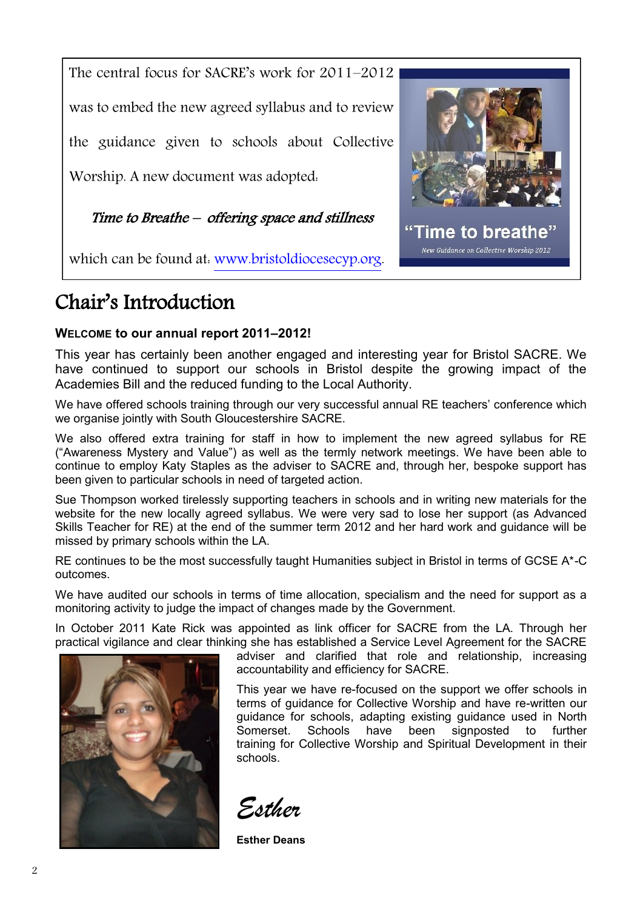The central focus for SACRE's work for 2011–2012 was to embed the new agreed syllabus and to review the guidance given to schools about Collective Worship. A new document was adopted:

*Time to Breathe – offering space and stillness*

which can be found at: www.bristoldiocesecyp.org.

"Time to breathe"

New Guidance on Collective Worship 2012

# Chair's Introduction

**WELCOME to our annual report 2011–2012!**

This year has certainly been another engaged and interesting year for Bristol SACRE. We have continued to support our schools in Bristol despite the growing impact of the Academies Bill and the reduced funding to the Local Authority.

We have offered schools training through our very successful annual RE teachers' conference which we organise jointly with South Gloucestershire SACRE.

We also offered extra training for staff in how to implement the new agreed syllabus for RE ("Awareness Mystery and Value") as well as the termly network meetings. We have been able to continue to employ Katy Staples as the adviser to SACRE and, through her, bespoke support has been given to particular schools in need of targeted action.

Sue Thompson worked tirelessly supporting teachers in schools and in writing new materials for the website for the new locally agreed syllabus. We were very sad to lose her support (as Advanced Skills Teacher for RE) at the end of the summer term 2012 and her hard work and guidance will be missed by primary schools within the LA.

RE continues to be the most successfully taught Humanities subject in Bristol in terms of GCSE A*-C outcomes.

We have audited our schools in terms of time allocation, specialism and the need for support as a monitoring activity to judge the impact of changes made by the Government.

In October 2011 Kate Rick was appointed as link officer for SACRE from the LA. Through her practical vigilance and clear thinking she has established a Service Level Agreement for the SACRE adviser and clarified that role and relationship, increasing accountability and efficiency for SACRE.

This year we have re-focused on the support we offer schools in terms of guidance for Collective Worship and have re-written our guidance for schools, adapting existing guidance used in North Somerset. Schools have been signposted to further training for Collective Worship and Spiritual Development in their schools.

*Esther*

**Esther Deans**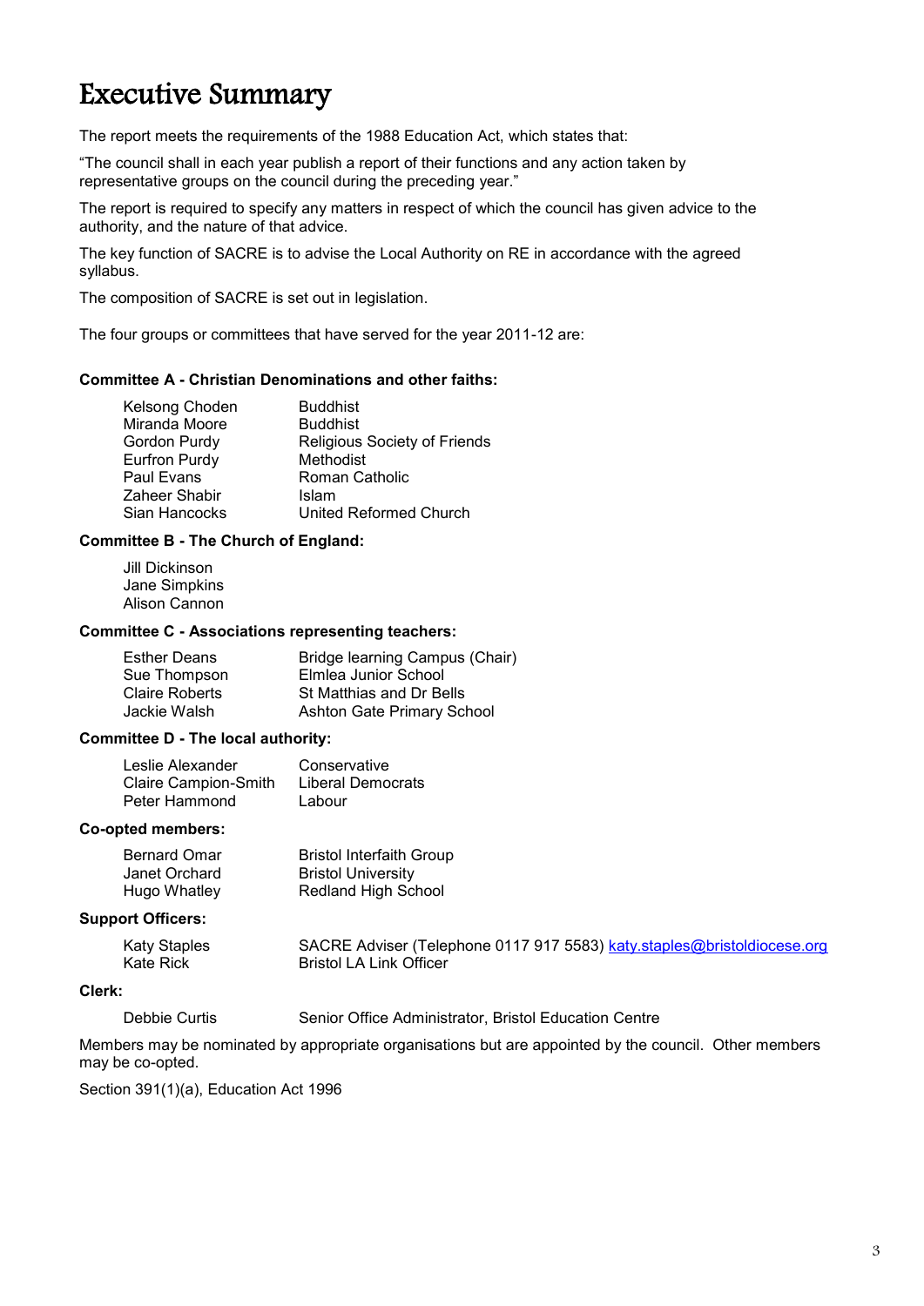# Executive Summary

The report meets the requirements of the 1988 Education Act, which states that:

"The council shall in each year publish a report of their functions and any action taken by representative groups on the council during the preceding year."

The report is required to specify any matters in respect of which the council has given advice to the authority, and the nature of that advice.

The key function of SACRE is to advise the Local Authority on RE in accordance with the agreed syllabus.

The composition of SACRE is set out in legislation.

The four groups or committees that have served for the year 2011-12 are:

**Committee A - Christian Denominations and other faiths:**

| | |
|---|---|
| Kelsong Choden | Buddhist |
| Miranda Moore | Buddhist |
| Gordon Purdy | Religious Society of Friends |
| Eurfron Purdy | Methodist |
| Paul Evans | Roman Catholic |
| Zaheer Shabir | Islam |
| Sian Hancocks | United Reformed Church |

**Committee B - The Church of England:**

Jill Dickinson
Jane Simpkins
Alison Cannon

**Committee C - Associations representing teachers:**

| | |
|---|---|
| Esther Deans | Bridge learning Campus (Chair) |
| Sue Thompson | Elmlea Junior School |
| Claire Roberts | St Matthias and Dr Bells |
| Jackie Walsh | Ashton Gate Primary School |

**Committee D - The local authority:**

| | |
|---|---|
| Leslie Alexander | Conservative |
| Claire Campion-Smith | Liberal Democrats |
| Peter Hammond | Labour |

**Co-opted members:**

| | |
|---|---|
| Bernard Omar | Bristol Interfaith Group |
| Janet Orchard | Bristol University |
| Hugo Whatley | Redland High School |

**Support Officers:**

| | |
|---|---|
| Katy Staples | SACRE Adviser (Telephone 0117 917 5583) katy.staples@bristoldiocese.org |
| Kate Rick | Bristol LA Link Officer |

**Clerk:**

| | |
|---|---|
| Debbie Curtis | Senior Office Administrator, Bristol Education Centre |

Members may be nominated by appropriate organisations but are appointed by the council. Other members may be co-opted.

Section 391(1)(a), Education Act 1996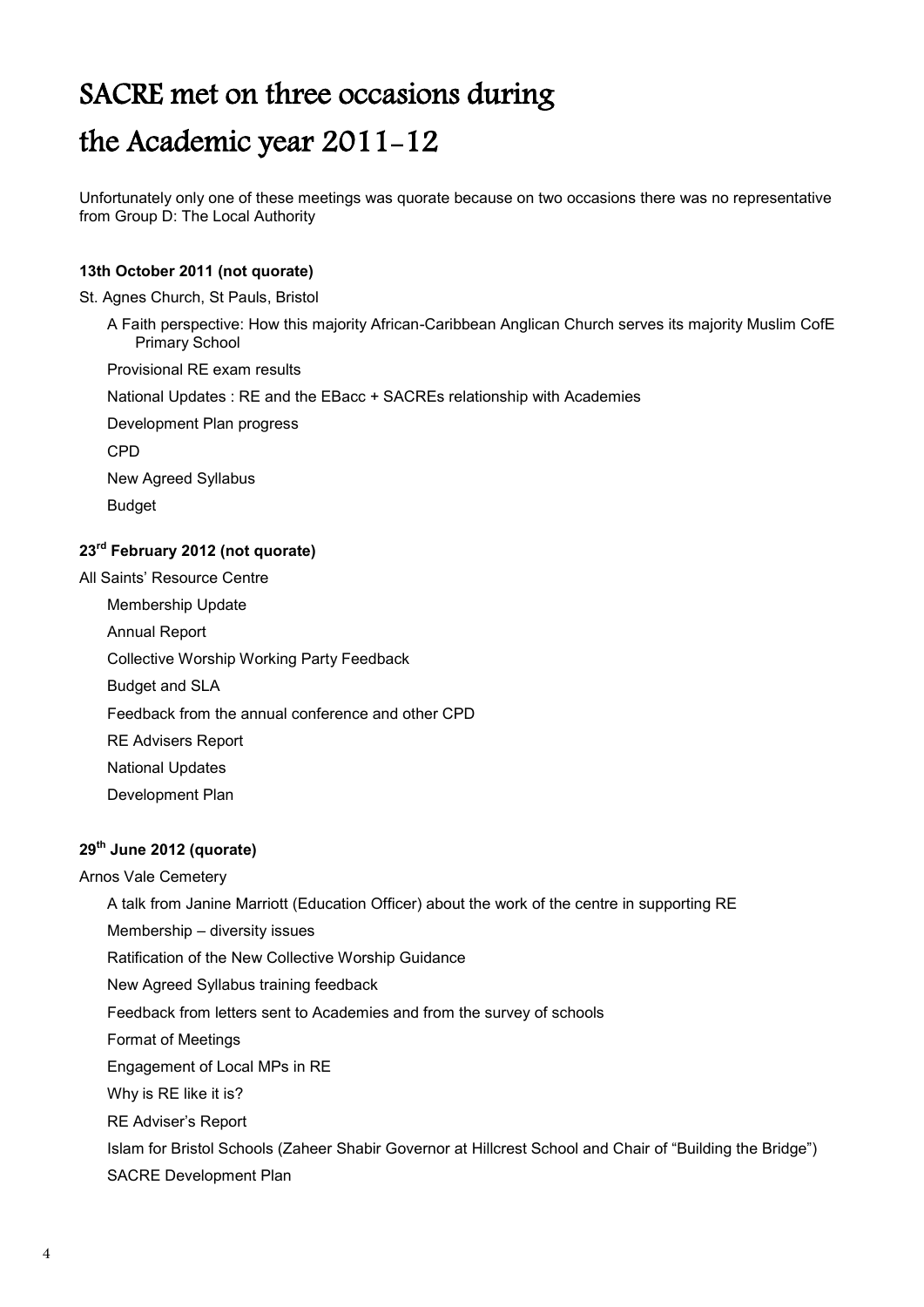# SACRE met on three occasions during the Academic year 2011-12

Unfortunately only one of these meetings was quorate because on two occasions there was no representative from Group D: The Local Authority

**13th October 2011 (not quorate)**

St. Agnes Church, St Pauls, Bristol

- A Faith perspective: How this majority African-Caribbean Anglican Church serves its majority Muslim CofE Primary School
- Provisional RE exam results
- National Updates : RE and the EBacc + SACREs relationship with Academies
- Development Plan progress
- CPD
- New Agreed Syllabus
- Budget

**23rd February 2012 (not quorate)**

All Saints' Resource Centre

- Membership Update
- Annual Report
- Collective Worship Working Party Feedback
- Budget and SLA
- Feedback from the annual conference and other CPD
- RE Advisers Report
- National Updates
- Development Plan

**29th June 2012 (quorate)**

Arnos Vale Cemetery

- A talk from Janine Marriott (Education Officer) about the work of the centre in supporting RE
- Membership – diversity issues
- Ratification of the New Collective Worship Guidance
- New Agreed Syllabus training feedback
- Feedback from letters sent to Academies and from the survey of schools
- Format of Meetings
- Engagement of Local MPs in RE
- Why is RE like it is?
- RE Adviser's Report
- Islam for Bristol Schools (Zaheer Shabir Governor at Hillcrest School and Chair of "Building the Bridge")
- SACRE Development Plan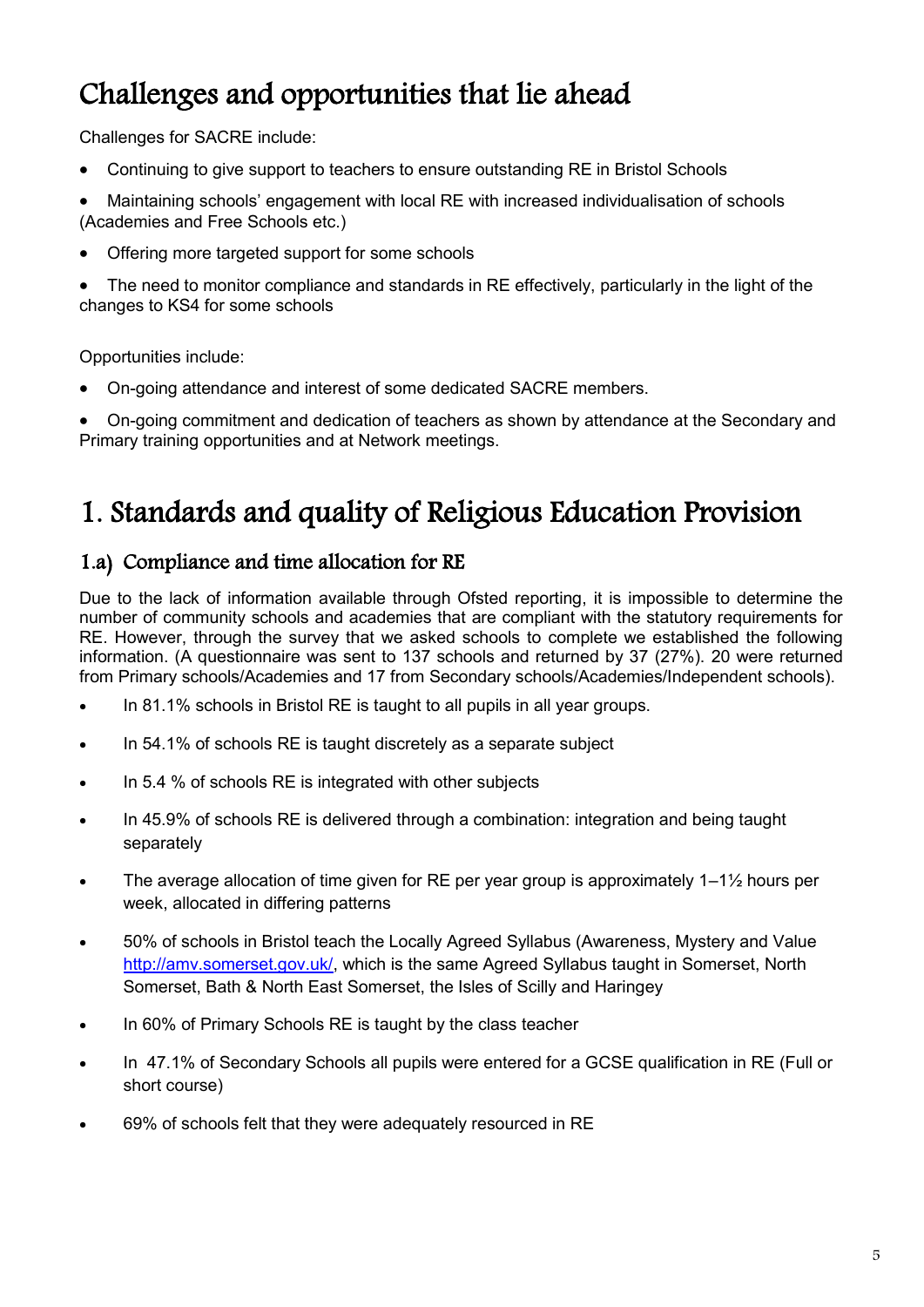# Challenges and opportunities that lie ahead

Challenges for SACRE include:

- Continuing to give support to teachers to ensure outstanding RE in Bristol Schools
- Maintaining schools' engagement with local RE with increased individualisation of schools (Academies and Free Schools etc.)
- Offering more targeted support for some schools
- The need to monitor compliance and standards in RE effectively, particularly in the light of the changes to KS4 for some schools

Opportunities include:

- On-going attendance and interest of some dedicated SACRE members.
- On-going commitment and dedication of teachers as shown by attendance at the Secondary and Primary training opportunities and at Network meetings.

# 1. Standards and quality of Religious Education Provision

## 1.a) Compliance and time allocation for RE

Due to the lack of information available through Ofsted reporting, it is impossible to determine the number of community schools and academies that are compliant with the statutory requirements for RE. However, through the survey that we asked schools to complete we established the following information. (A questionnaire was sent to 137 schools and returned by 37 (27%). 20 were returned from Primary schools/Academies and 17 from Secondary schools/Academies/Independent schools).

- In 81.1% schools in Bristol RE is taught to all pupils in all year groups.
- In 54.1% of schools RE is taught discretely as a separate subject
- In 5.4 % of schools RE is integrated with other subjects
- In 45.9% of schools RE is delivered through a combination: integration and being taught separately
- The average allocation of time given for RE per year group is approximately 1–1½ hours per week, allocated in differing patterns
- 50% of schools in Bristol teach the Locally Agreed Syllabus (Awareness, Mystery and Value http://amv.somerset.gov.uk/, which is the same Agreed Syllabus taught in Somerset, North Somerset, Bath & North East Somerset, the Isles of Scilly and Haringey
- In 60% of Primary Schools RE is taught by the class teacher
- In 47.1% of Secondary Schools all pupils were entered for a GCSE qualification in RE (Full or short course)
- 69% of schools felt that they were adequately resourced in RE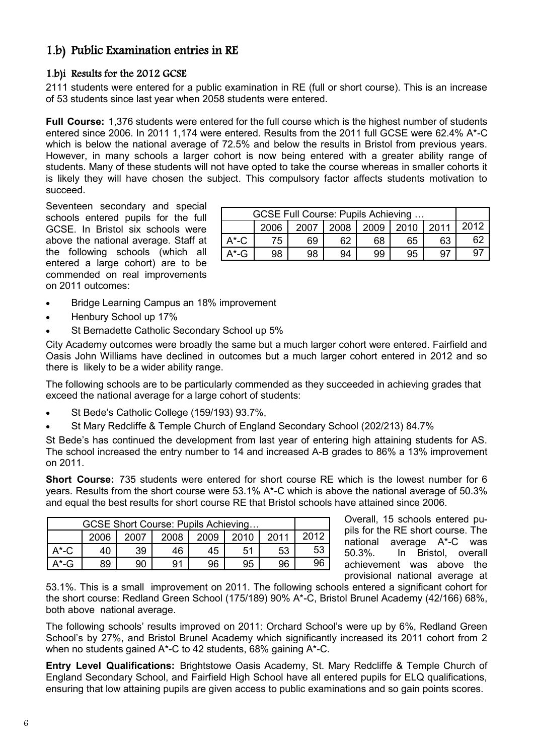## 1.b) Public Examination entries in RE

### 1.b)i Results for the 2012 GCSE

2111 students were entered for a public examination in RE (full or short course). This is an increase of 53 students since last year when 2058 students were entered.

**Full Course:** 1,376 students were entered for the full course which is the highest number of students entered since 2006. In 2011 1,174 were entered. Results from the 2011 full GCSE were 62.4% A*-C which is below the national average of 72.5% and below the results in Bristol from previous years. However, in many schools a larger cohort is now being entered with a greater ability range of students. Many of these students will not have opted to take the course whereas in smaller cohorts it is likely they will have chosen the subject. This compulsory factor affects students motivation to succeed.

Seventeen secondary and special schools entered pupils for the full GCSE. In Bristol six schools were above the national average. Staff at the following schools (which all entered a large cohort) are to be commended on real improvements on 2011 outcomes:

| GCSE Full Course: Pupils Achieving … | | | | | | | |
|---|---|---|---|---|---|---|---|
| | 2006 | 2007 | 2008 | 2009 | 2010 | 2011 | 2012 |
| A*-C | 75 | 69 | 62 | 68 | 65 | 63 | 62 |
| A*-G | 98 | 98 | 94 | 99 | 95 | 97 | 97 |

- Bridge Learning Campus an 18% improvement
- Henbury School up 17%
- St Bernadette Catholic Secondary School up 5%

City Academy outcomes were broadly the same but a much larger cohort were entered. Fairfield and Oasis John Williams have declined in outcomes but a much larger cohort entered in 2012 and so there is likely to be a wider ability range.

The following schools are to be particularly commended as they succeeded in achieving grades that exceed the national average for a large cohort of students:

- St Bede's Catholic College (159/193) 93.7%,
- St Mary Redcliffe & Temple Church of England Secondary School (202/213) 84.7%

St Bede's has continued the development from last year of entering high attaining students for AS. The school increased the entry number to 14 and increased A-B grades to 86% a 13% improvement on 2011.

**Short Course:** 735 students were entered for short course RE which is the lowest number for 6 years. Results from the short course were 53.1% A*-C which is above the national average of 50.3% and equal the best results for short course RE that Bristol schools have attained since 2006.

| GCSE Short Course: Pupils Achieving… | | | | | | | |
|---|---|---|---|---|---|---|---|
| | 2006 | 2007 | 2008 | 2009 | 2010 | 2011 | 2012 |
| A*-C | 40 | 39 | 46 | 45 | 51 | 53 | 53 |
| A*-G | 89 | 90 | 91 | 96 | 95 | 96 | 96 |

Overall, 15 schools entered pupils for the RE short course. The national average A*-C was 50.3%. In Bristol, overall achievement was above the provisional national average at 53.1%. This is a small improvement on 2011. The following schools entered a significant cohort for the short course: Redland Green School (175/189) 90% A*-C, Bristol Brunel Academy (42/166) 68%, both above national average.

The following schools' results improved on 2011: Orchard School's were up by 6%, Redland Green School's by 27%, and Bristol Brunel Academy which significantly increased its 2011 cohort from 2 when no students gained A*-C to 42 students, 68% gaining A*-C.

**Entry Level Qualifications:** Brightstowe Oasis Academy, St. Mary Redcliffe & Temple Church of England Secondary School, and Fairfield High School have all entered pupils for ELQ qualifications, ensuring that low attaining pupils are given access to public examinations and so gain points scores.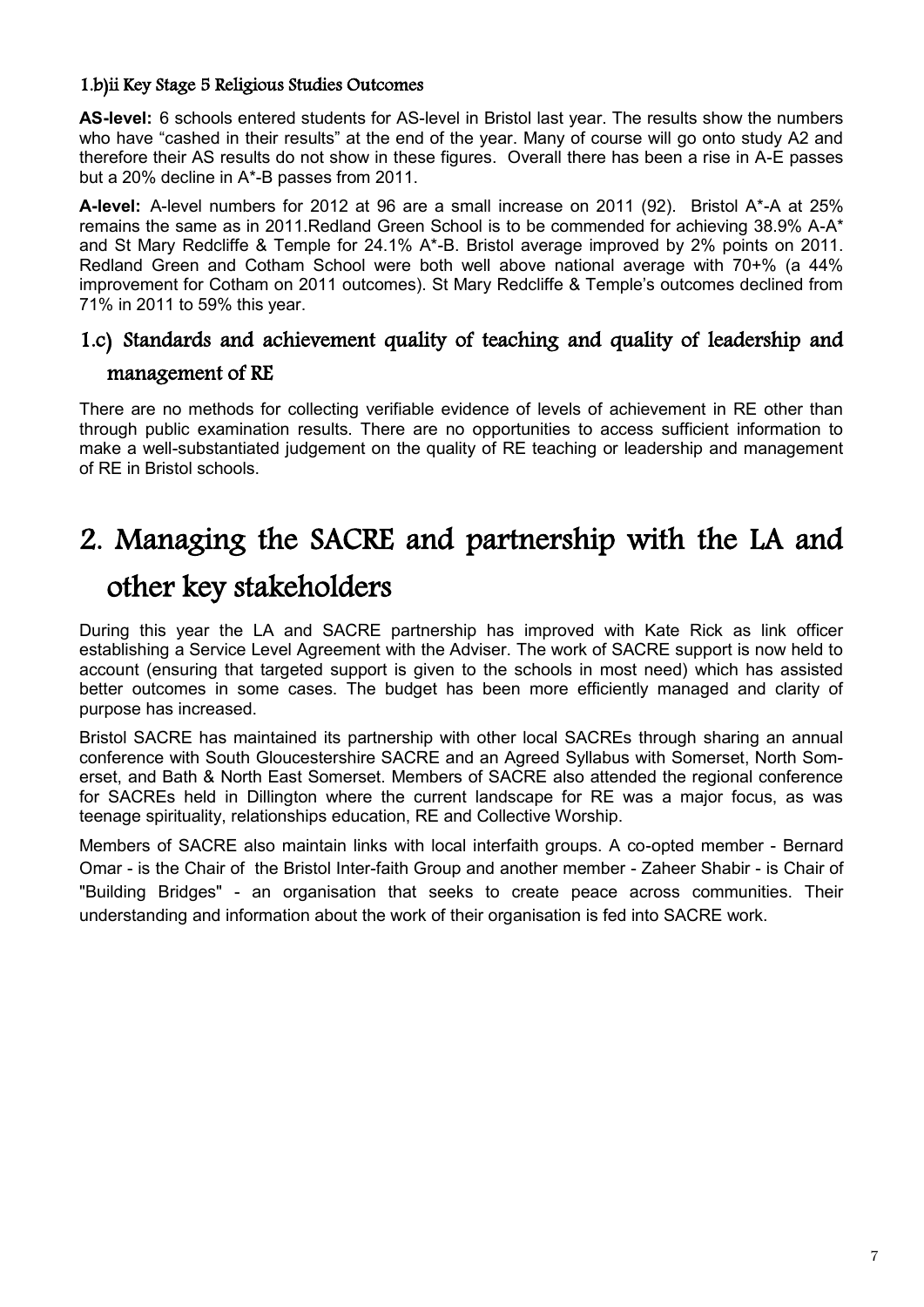### 1.b)ii Key Stage 5 Religious Studies Outcomes

**AS-level:** 6 schools entered students for AS-level in Bristol last year. The results show the numbers who have "cashed in their results" at the end of the year. Many of course will go onto study A2 and therefore their AS results do not show in these figures. Overall there has been a rise in A-E passes but a 20% decline in A*-B passes from 2011.

**A-level:** A-level numbers for 2012 at 96 are a small increase on 2011 (92). Bristol A*-A at 25% remains the same as in 2011.Redland Green School is to be commended for achieving 38.9% A-A* and St Mary Redcliffe & Temple for 24.1% A*-B. Bristol average improved by 2% points on 2011. Redland Green and Cotham School were both well above national average with 70+% (a 44% improvement for Cotham on 2011 outcomes). St Mary Redcliffe & Temple's outcomes declined from 71% in 2011 to 59% this year.

## 1.c) Standards and achievement quality of teaching and quality of leadership and management of RE

There are no methods for collecting verifiable evidence of levels of achievement in RE other than through public examination results. There are no opportunities to access sufficient information to make a well-substantiated judgement on the quality of RE teaching or leadership and management of RE in Bristol schools.

# 2. Managing the SACRE and partnership with the LA and other key stakeholders

During this year the LA and SACRE partnership has improved with Kate Rick as link officer establishing a Service Level Agreement with the Adviser. The work of SACRE support is now held to account (ensuring that targeted support is given to the schools in most need) which has assisted better outcomes in some cases. The budget has been more efficiently managed and clarity of purpose has increased.

Bristol SACRE has maintained its partnership with other local SACREs through sharing an annual conference with South Gloucestershire SACRE and an Agreed Syllabus with Somerset, North Somerset, and Bath & North East Somerset. Members of SACRE also attended the regional conference for SACREs held in Dillington where the current landscape for RE was a major focus, as was teenage spirituality, relationships education, RE and Collective Worship.

Members of SACRE also maintain links with local interfaith groups. A co-opted member - Bernard Omar - is the Chair of the Bristol Inter-faith Group and another member - Zaheer Shabir - is Chair of "Building Bridges" - an organisation that seeks to create peace across communities. Their understanding and information about the work of their organisation is fed into SACRE work.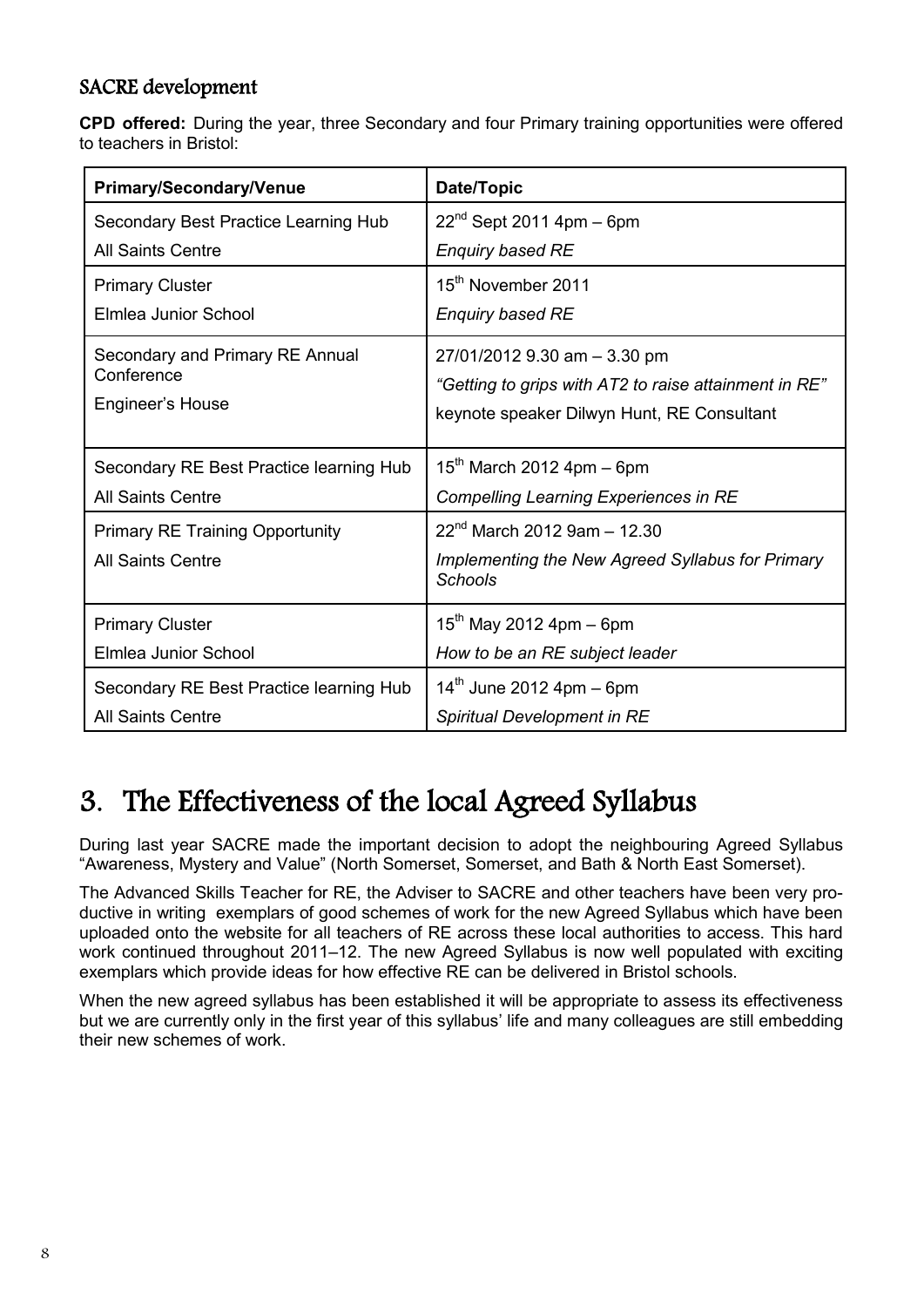## SACRE development

**CPD offered:** During the year, three Secondary and four Primary training opportunities were offered to teachers in Bristol:

| Primary/Secondary/Venue | Date/Topic |
| --- | --- |
| Secondary Best Practice Learning Hub<br>All Saints Centre | 22nd Sept 2011 4pm – 6pm<br>*Enquiry based RE* |
| Primary Cluster<br>Elmlea Junior School | 15th November 2011<br>*Enquiry based RE* |
| Secondary and Primary RE Annual Conference<br>Engineer's House | 27/01/2012 9.30 am – 3.30 pm<br>*"Getting to grips with AT2 to raise attainment in RE"*<br>keynote speaker Dilwyn Hunt, RE Consultant |
| Secondary RE Best Practice learning Hub<br>All Saints Centre | 15th March 2012 4pm – 6pm<br>*Compelling Learning Experiences in RE* |
| Primary RE Training Opportunity<br>All Saints Centre | 22nd March 2012 9am – 12.30<br>*Implementing the New Agreed Syllabus for Primary Schools* |
| Primary Cluster<br>Elmlea Junior School | 15th May 2012 4pm – 6pm<br>*How to be an RE subject leader* |
| Secondary RE Best Practice learning Hub<br>All Saints Centre | 14th June 2012 4pm – 6pm<br>*Spiritual Development in RE* |

# 3. The Effectiveness of the local Agreed Syllabus

During last year SACRE made the important decision to adopt the neighbouring Agreed Syllabus "Awareness, Mystery and Value" (North Somerset, Somerset, and Bath & North East Somerset).

The Advanced Skills Teacher for RE, the Adviser to SACRE and other teachers have been very productive in writing exemplars of good schemes of work for the new Agreed Syllabus which have been uploaded onto the website for all teachers of RE across these local authorities to access. This hard work continued throughout 2011–12. The new Agreed Syllabus is now well populated with exciting exemplars which provide ideas for how effective RE can be delivered in Bristol schools.

When the new agreed syllabus has been established it will be appropriate to assess its effectiveness but we are currently only in the first year of this syllabus' life and many colleagues are still embedding their new schemes of work.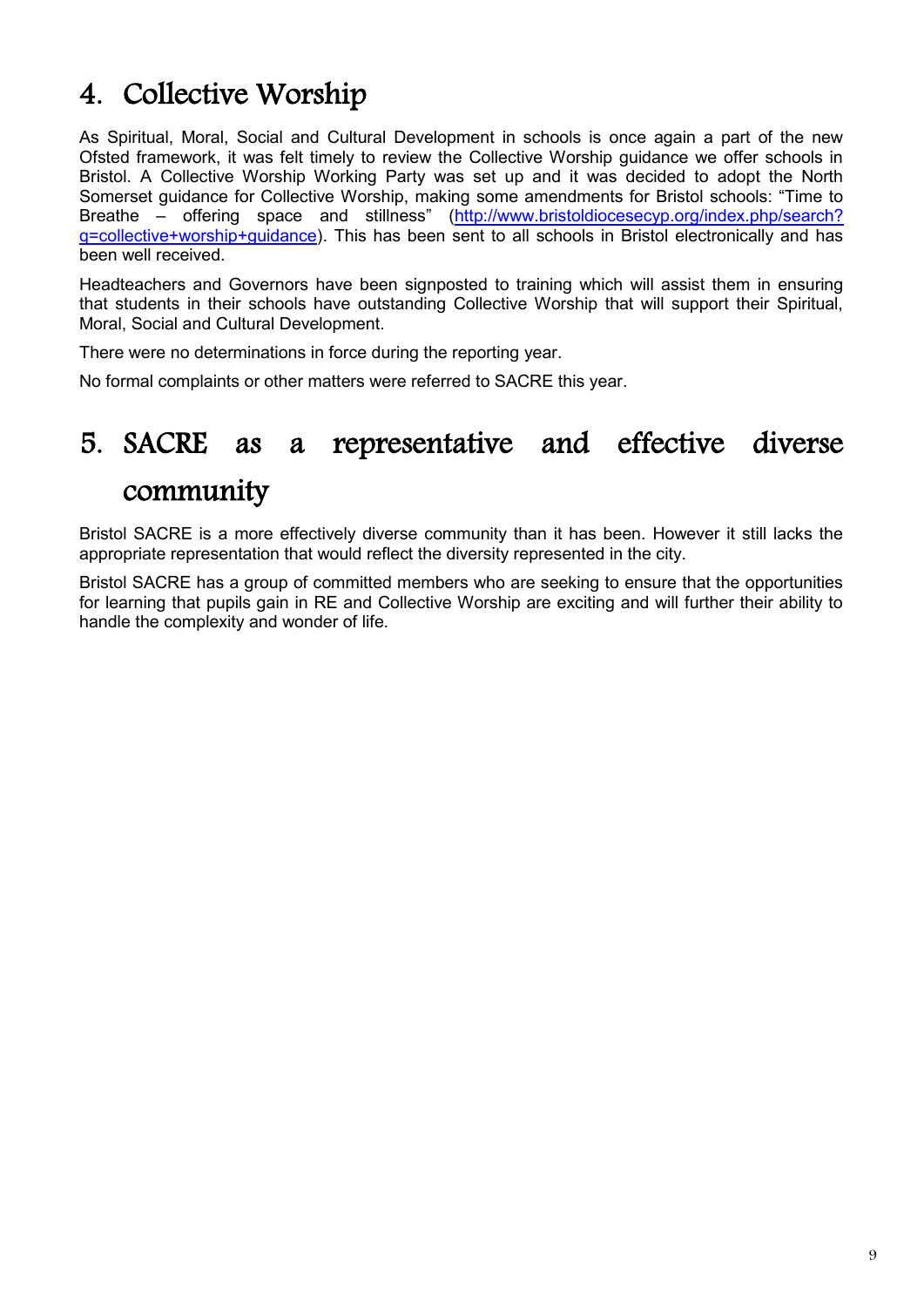## 4. Collective Worship

As Spiritual, Moral, Social and Cultural Development in schools is once again a part of the new Ofsted framework, it was felt timely to review the Collective Worship guidance we offer schools in Bristol. A Collective Worship Working Party was set up and it was decided to adopt the North Somerset guidance for Collective Worship, making some amendments for Bristol schools: "Time to Breathe – offering space and stillness" (http://www.bristoldiocesecyp.org/index.php/search?q=collective+worship+guidance). This has been sent to all schools in Bristol electronically and has been well received.

Headteachers and Governors have been signposted to training which will assist them in ensuring that students in their schools have outstanding Collective Worship that will support their Spiritual, Moral, Social and Cultural Development.

There were no determinations in force during the reporting year.

No formal complaints or other matters were referred to SACRE this year.

## 5. SACRE as a representative and effective diverse community

Bristol SACRE is a more effectively diverse community than it has been. However it still lacks the appropriate representation that would reflect the diversity represented in the city.

Bristol SACRE has a group of committed members who are seeking to ensure that the opportunities for learning that pupils gain in RE and Collective Worship are exciting and will further their ability to handle the complexity and wonder of life.